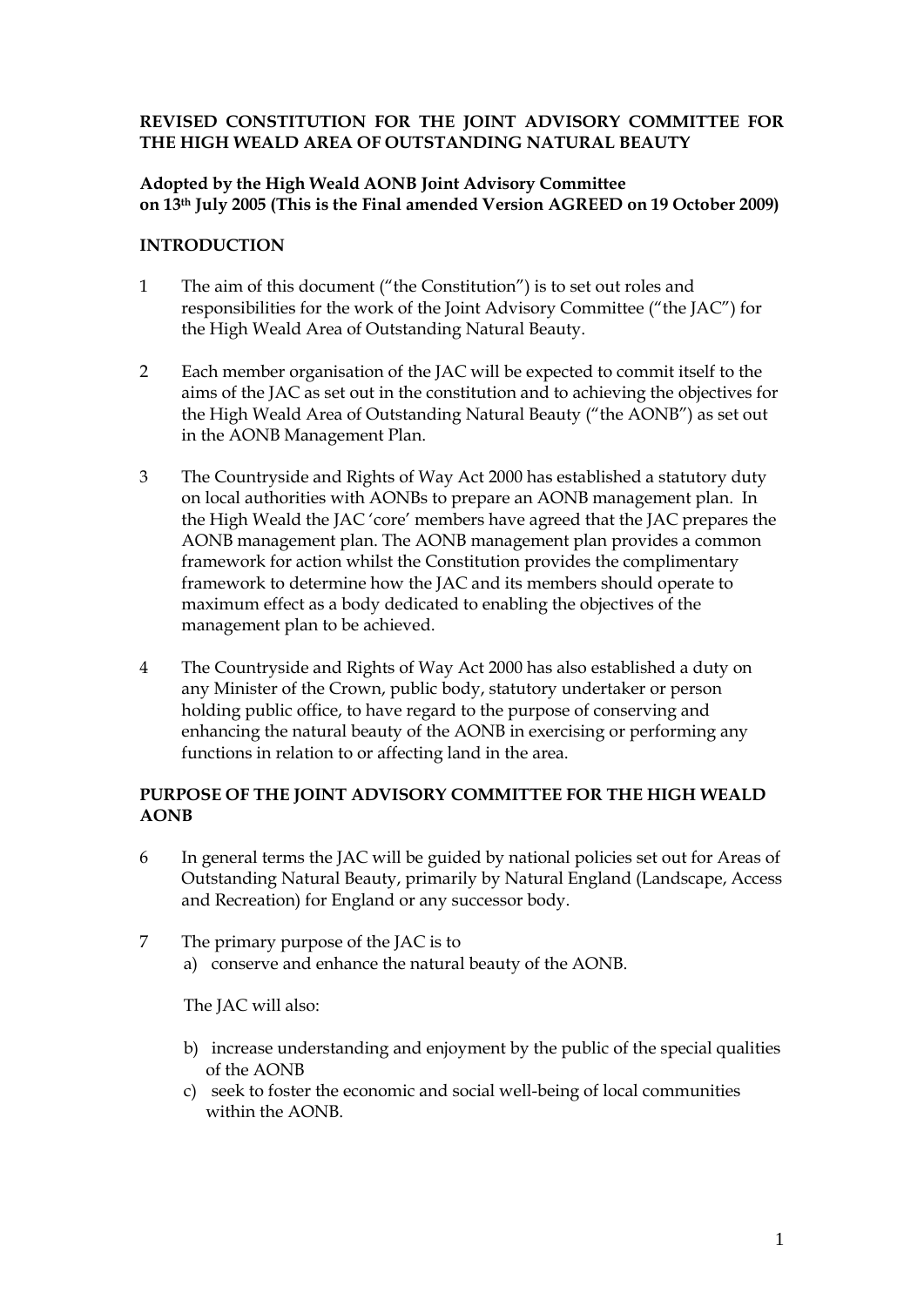**REVISED CONSTITUTION FOR THE JOINT ADVISORY COMMITTEE FOR THE HIGH WEALD AREA OF OUTSTANDING NATURAL BEAUTY**

**Adopted by the High Weald AONB Joint Advisory Committee on 13th July 2005 (This is the Final amended Version AGREED on 19 October 2009)**

## INTRODUCTION

1 The aim of this document ("the Constitution") is to set out roles and responsibilities for the work of the Joint Advisory Committee ("the JAC") for the High Weald Area of Outstanding Natural Beauty.

2 Each member organisation of the JAC will be expected to commit itself to the aims of the JAC as set out in the constitution and to achieving the objectives for the High Weald Area of Outstanding Natural Beauty ("the AONB") as set out in the AONB Management Plan.

3 The Countryside and Rights of Way Act 2000 has established a statutory duty on local authorities with AONBs to prepare an AONB management plan. In the High Weald the JAC 'core' members have agreed that the JAC prepares the AONB management plan. The AONB management plan provides a common framework for action whilst the Constitution provides the complimentary framework to determine how the JAC and its members should operate to maximum effect as a body dedicated to enabling the objectives of the management plan to be achieved.

4 The Countryside and Rights of Way Act 2000 has also established a duty on any Minister of the Crown, public body, statutory undertaker or person holding public office, to have regard to the purpose of conserving and enhancing the natural beauty of the AONB in exercising or performing any functions in relation to or affecting land in the area.

## PURPOSE OF THE JOINT ADVISORY COMMITTEE FOR THE HIGH WEALD AONB

6 In general terms the JAC will be guided by national policies set out for Areas of Outstanding Natural Beauty, primarily by Natural England (Landscape, Access and Recreation) for England or any successor body.

7 The primary purpose of the JAC is to

a) conserve and enhance the natural beauty of the AONB.

The JAC will also:

b) increase understanding and enjoyment by the public of the special qualities of the AONB

c) seek to foster the economic and social well-being of local communities within the AONB.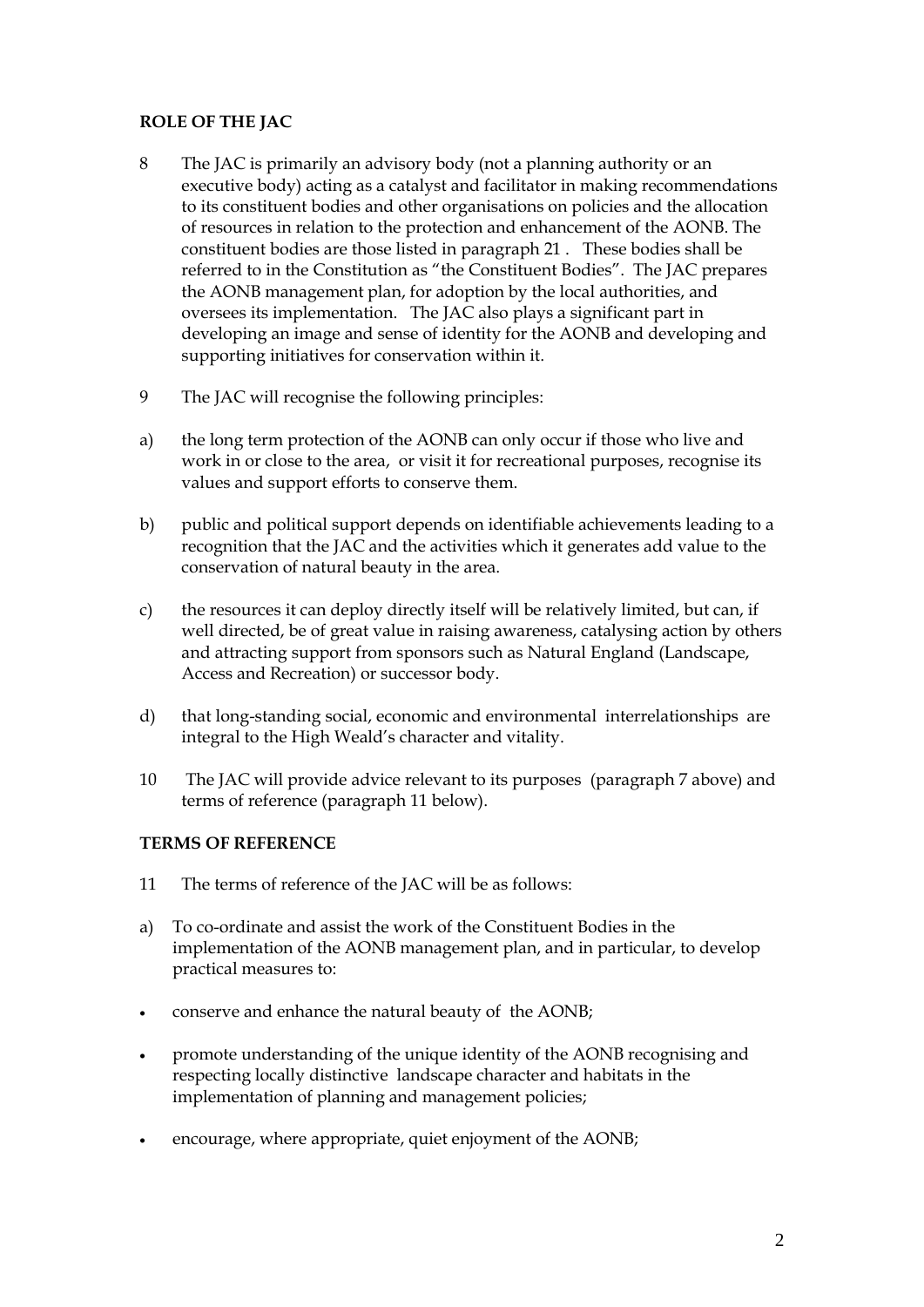**ROLE OF THE JAC**

8 The JAC is primarily an advisory body (not a planning authority or an executive body) acting as a catalyst and facilitator in making recommendations to its constituent bodies and other organisations on policies and the allocation of resources in relation to the protection and enhancement of the AONB. The constituent bodies are those listed in paragraph 21 . These bodies shall be referred to in the Constitution as "the Constituent Bodies". The JAC prepares the AONB management plan, for adoption by the local authorities, and oversees its implementation. The JAC also plays a significant part in developing an image and sense of identity for the AONB and developing and supporting initiatives for conservation within it.

9 The JAC will recognise the following principles:

a) the long term protection of the AONB can only occur if those who live and work in or close to the area, or visit it for recreational purposes, recognise its values and support efforts to conserve them.

b) public and political support depends on identifiable achievements leading to a recognition that the JAC and the activities which it generates add value to the conservation of natural beauty in the area.

c) the resources it can deploy directly itself will be relatively limited, but can, if well directed, be of great value in raising awareness, catalysing action by others and attracting support from sponsors such as Natural England (Landscape, Access and Recreation) or successor body.

d) that long-standing social, economic and environmental interrelationships are integral to the High Weald's character and vitality.

10 The JAC will provide advice relevant to its purposes (paragraph 7 above) and terms of reference (paragraph 11 below).

**TERMS OF REFERENCE**

11 The terms of reference of the JAC will be as follows:

a) To co-ordinate and assist the work of the Constituent Bodies in the implementation of the AONB management plan, and in particular, to develop practical measures to:

- conserve and enhance the natural beauty of the AONB;
- promote understanding of the unique identity of the AONB recognising and respecting locally distinctive landscape character and habitats in the implementation of planning and management policies;
- encourage, where appropriate, quiet enjoyment of the AONB;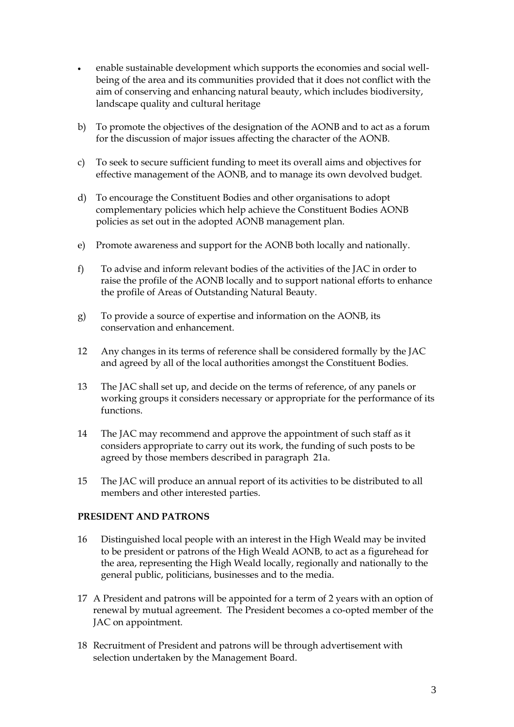- enable sustainable development which supports the economies and social well-being of the area and its communities provided that it does not conflict with the aim of conserving and enhancing natural beauty, which includes biodiversity, landscape quality and cultural heritage

b) To promote the objectives of the designation of the AONB and to act as a forum for the discussion of major issues affecting the character of the AONB.

c) To seek to secure sufficient funding to meet its overall aims and objectives for effective management of the AONB, and to manage its own devolved budget.

d) To encourage the Constituent Bodies and other organisations to adopt complementary policies which help achieve the Constituent Bodies AONB policies as set out in the adopted AONB management plan.

e) Promote awareness and support for the AONB both locally and nationally.

f) To advise and inform relevant bodies of the activities of the JAC in order to raise the profile of the AONB locally and to support national efforts to enhance the profile of Areas of Outstanding Natural Beauty.

g) To provide a source of expertise and information on the AONB, its conservation and enhancement.

12 Any changes in its terms of reference shall be considered formally by the JAC and agreed by all of the local authorities amongst the Constituent Bodies.

13 The JAC shall set up, and decide on the terms of reference, of any panels or working groups it considers necessary or appropriate for the performance of its functions.

14 The JAC may recommend and approve the appointment of such staff as it considers appropriate to carry out its work, the funding of such posts to be agreed by those members described in paragraph 21a.

15 The JAC will produce an annual report of its activities to be distributed to all members and other interested parties.

**PRESIDENT AND PATRONS**

16 Distinguished local people with an interest in the High Weald may be invited to be president or patrons of the High Weald AONB, to act as a figurehead for the area, representing the High Weald locally, regionally and nationally to the general public, politicians, businesses and to the media.

17 A President and patrons will be appointed for a term of 2 years with an option of renewal by mutual agreement. The President becomes a co-opted member of the JAC on appointment.

18 Recruitment of President and patrons will be through advertisement with selection undertaken by the Management Board.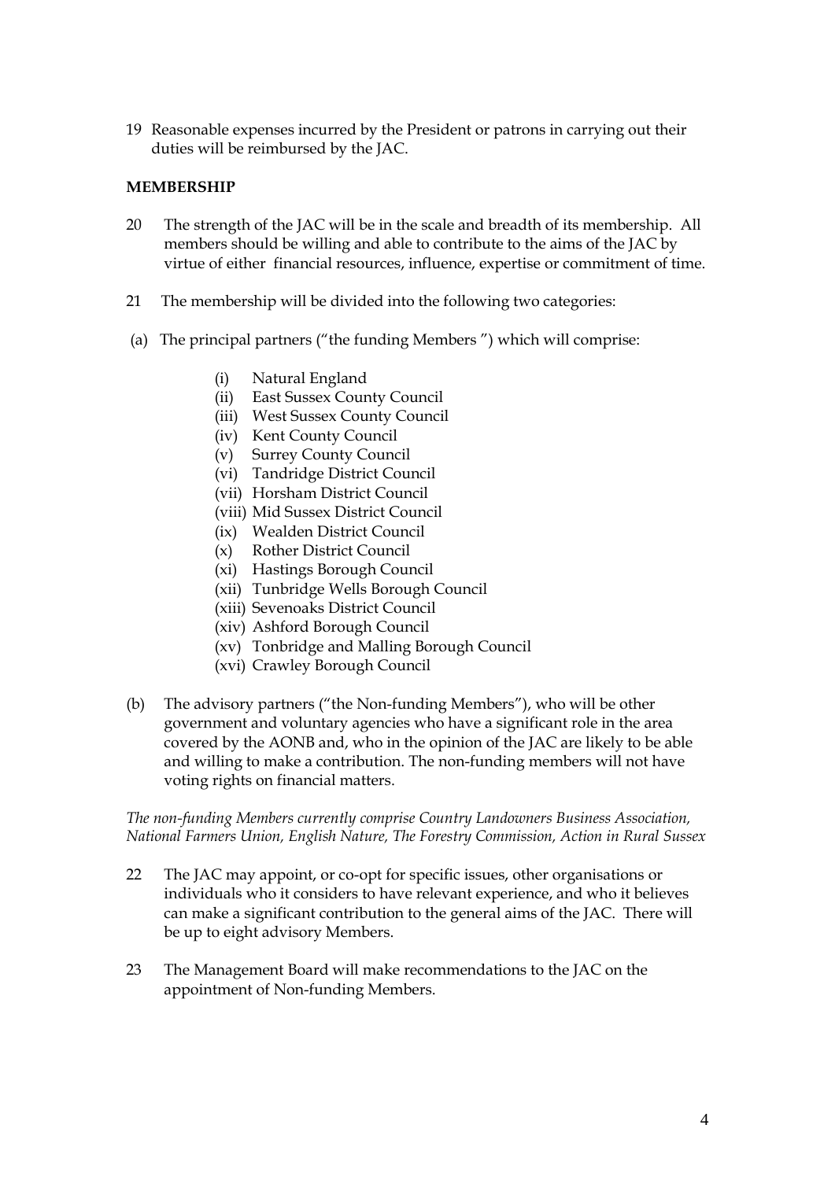19 Reasonable expenses incurred by the President or patrons in carrying out their duties will be reimbursed by the JAC.

**MEMBERSHIP**

20 The strength of the JAC will be in the scale and breadth of its membership. All members should be willing and able to contribute to the aims of the JAC by virtue of either financial resources, influence, expertise or commitment of time.

21 The membership will be divided into the following two categories:

(a) The principal partners ("the funding Members ") which will comprise:

- (i) Natural England
- (ii) East Sussex County Council
- (iii) West Sussex County Council
- (iv) Kent County Council
- (v) Surrey County Council
- (vi) Tandridge District Council
- (vii) Horsham District Council
- (viii) Mid Sussex District Council
- (ix) Wealden District Council
- (x) Rother District Council
- (xi) Hastings Borough Council
- (xii) Tunbridge Wells Borough Council
- (xiii) Sevenoaks District Council
- (xiv) Ashford Borough Council
- (xv) Tonbridge and Malling Borough Council
- (xvi) Crawley Borough Council

(b) The advisory partners ("the Non-funding Members"), who will be other government and voluntary agencies who have a significant role in the area covered by the AONB and, who in the opinion of the JAC are likely to be able and willing to make a contribution. The non-funding members will not have voting rights on financial matters.

*The non-funding Members currently comprise Country Landowners Business Association, National Farmers Union, English Nature, The Forestry Commission, Action in Rural Sussex*

22 The JAC may appoint, or co-opt for specific issues, other organisations or individuals who it considers to have relevant experience, and who it believes can make a significant contribution to the general aims of the JAC. There will be up to eight advisory Members.

23 The Management Board will make recommendations to the JAC on the appointment of Non-funding Members.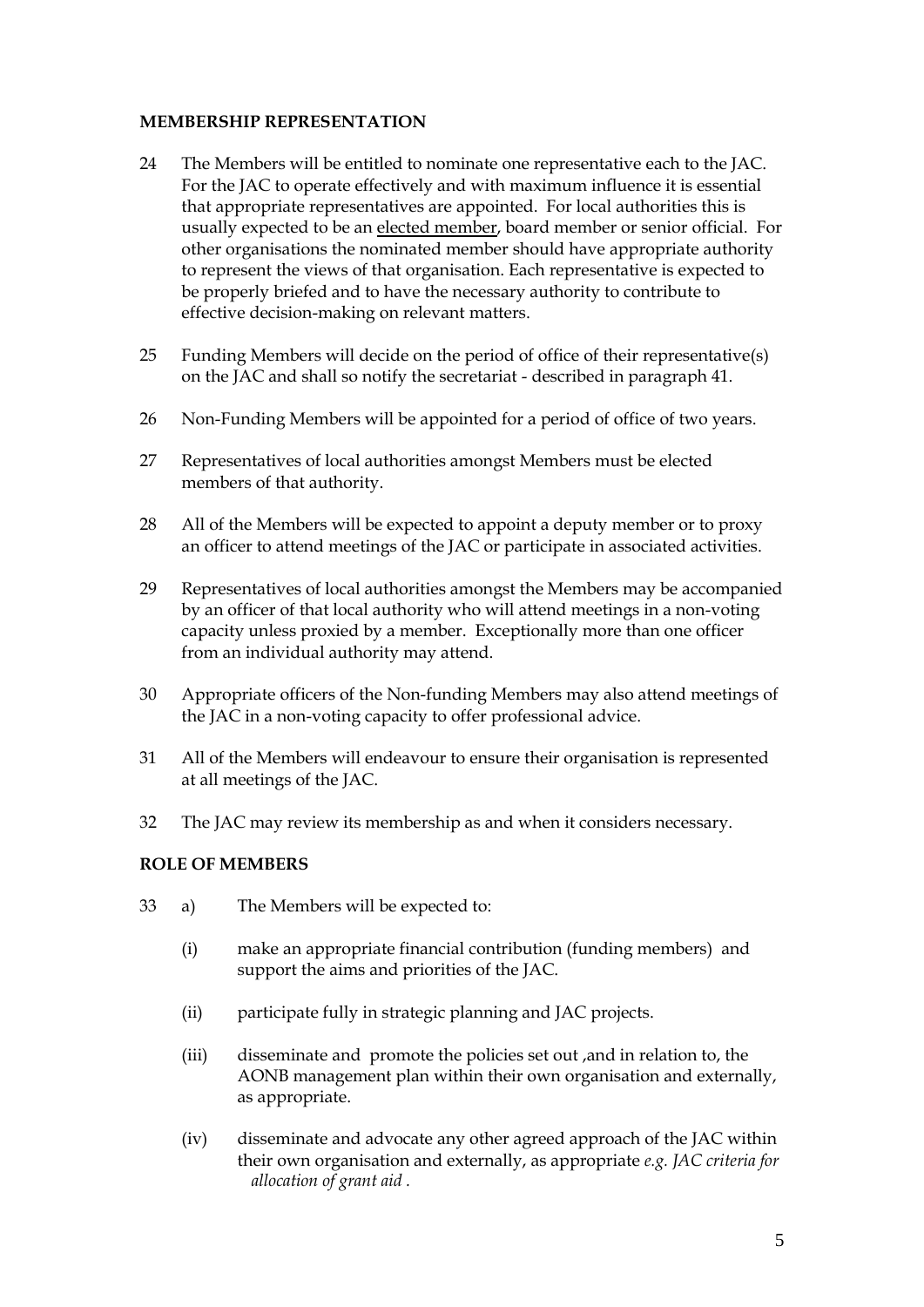**MEMBERSHIP REPRESENTATION**

24 The Members will be entitled to nominate one representative each to the JAC. For the JAC to operate effectively and with maximum influence it is essential that appropriate representatives are appointed. For local authorities this is usually expected to be an <u>elected member</u>, board member or senior official. For other organisations the nominated member should have appropriate authority to represent the views of that organisation. Each representative is expected to be properly briefed and to have the necessary authority to contribute to effective decision-making on relevant matters.

25 Funding Members will decide on the period of office of their representative(s) on the JAC and shall so notify the secretariat - described in paragraph 41.

26 Non-Funding Members will be appointed for a period of office of two years.

27 Representatives of local authorities amongst Members must be elected members of that authority.

28 All of the Members will be expected to appoint a deputy member or to proxy an officer to attend meetings of the JAC or participate in associated activities.

29 Representatives of local authorities amongst the Members may be accompanied by an officer of that local authority who will attend meetings in a non-voting capacity unless proxied by a member. Exceptionally more than one officer from an individual authority may attend.

30 Appropriate officers of the Non-funding Members may also attend meetings of the JAC in a non-voting capacity to offer professional advice.

31 All of the Members will endeavour to ensure their organisation is represented at all meetings of the JAC.

32 The JAC may review its membership as and when it considers necessary.

**ROLE OF MEMBERS**

33 a) The Members will be expected to:

(i) make an appropriate financial contribution (funding members) and support the aims and priorities of the JAC.

(ii) participate fully in strategic planning and JAC projects.

(iii) disseminate and promote the policies set out ,and in relation to, the AONB management plan within their own organisation and externally, as appropriate.

(iv) disseminate and advocate any other agreed approach of the JAC within their own organisation and externally, as appropriate *e.g. JAC criteria for allocation of grant aid .*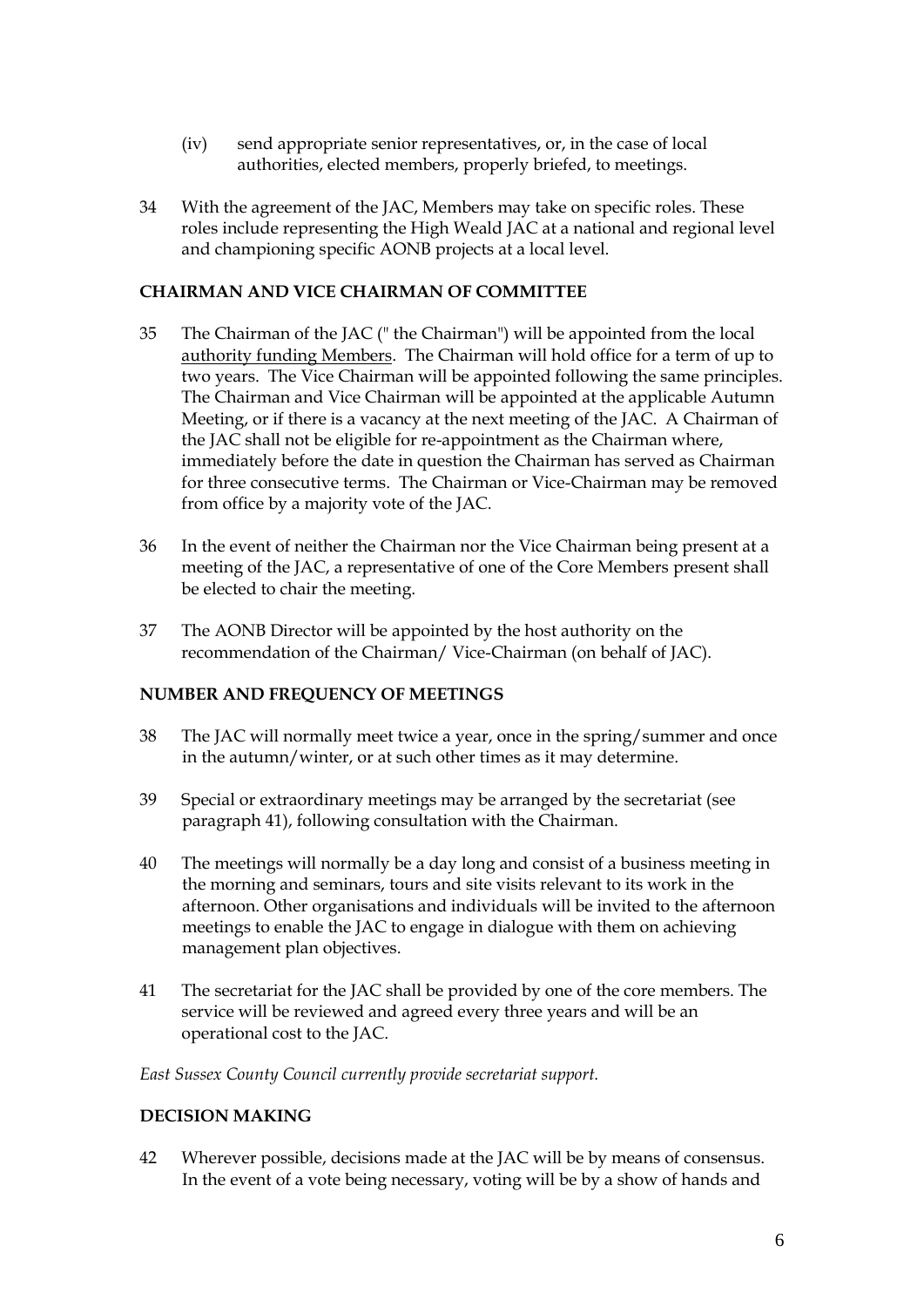(iv) send appropriate senior representatives, or, in the case of local authorities, elected members, properly briefed, to meetings.

34 With the agreement of the JAC, Members may take on specific roles. These roles include representing the High Weald JAC at a national and regional level and championing specific AONB projects at a local level.

**CHAIRMAN AND VICE CHAIRMAN OF COMMITTEE**

35 The Chairman of the JAC (" the Chairman") will be appointed from the local authority funding Members. The Chairman will hold office for a term of up to two years. The Vice Chairman will be appointed following the same principles. The Chairman and Vice Chairman will be appointed at the applicable Autumn Meeting, or if there is a vacancy at the next meeting of the JAC. A Chairman of the JAC shall not be eligible for re-appointment as the Chairman where, immediately before the date in question the Chairman has served as Chairman for three consecutive terms. The Chairman or Vice-Chairman may be removed from office by a majority vote of the JAC.

36 In the event of neither the Chairman nor the Vice Chairman being present at a meeting of the JAC, a representative of one of the Core Members present shall be elected to chair the meeting.

37 The AONB Director will be appointed by the host authority on the recommendation of the Chairman/ Vice-Chairman (on behalf of JAC).

**NUMBER AND FREQUENCY OF MEETINGS**

38 The JAC will normally meet twice a year, once in the spring/summer and once in the autumn/winter, or at such other times as it may determine.

39 Special or extraordinary meetings may be arranged by the secretariat (see paragraph 41), following consultation with the Chairman.

40 The meetings will normally be a day long and consist of a business meeting in the morning and seminars, tours and site visits relevant to its work in the afternoon. Other organisations and individuals will be invited to the afternoon meetings to enable the JAC to engage in dialogue with them on achieving management plan objectives.

41 The secretariat for the JAC shall be provided by one of the core members. The service will be reviewed and agreed every three years and will be an operational cost to the JAC.

*East Sussex County Council currently provide secretariat support.*

**DECISION MAKING**

42 Wherever possible, decisions made at the JAC will be by means of consensus. In the event of a vote being necessary, voting will be by a show of hands and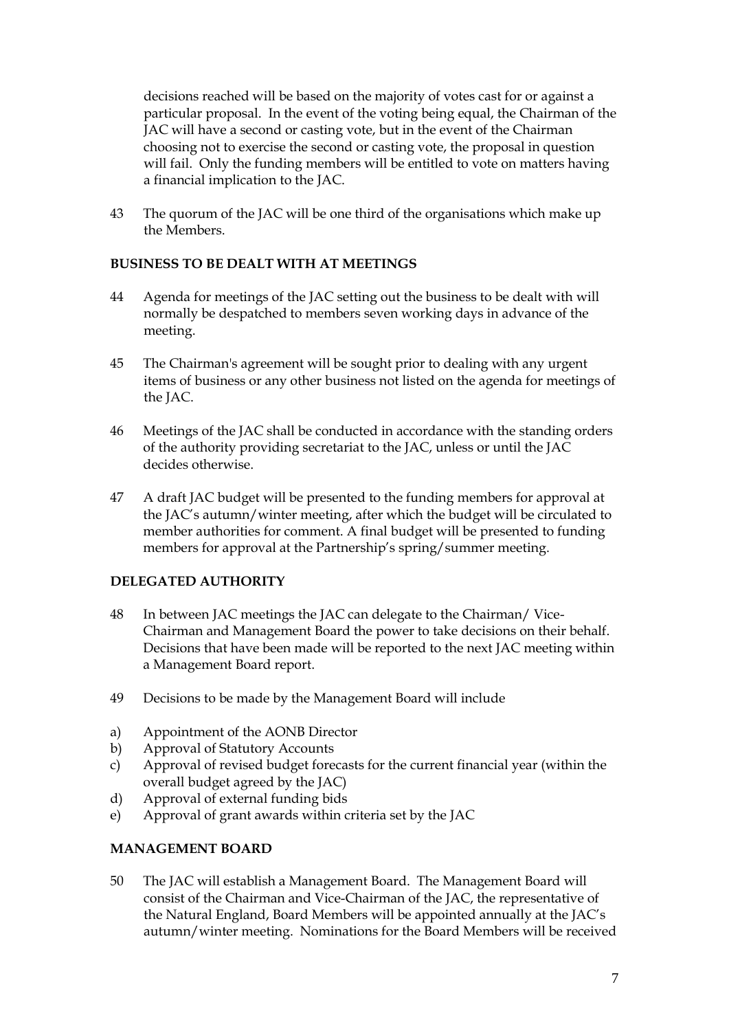decisions reached will be based on the majority of votes cast for or against a particular proposal. In the event of the voting being equal, the Chairman of the JAC will have a second or casting vote, but in the event of the Chairman choosing not to exercise the second or casting vote, the proposal in question will fail. Only the funding members will be entitled to vote on matters having a financial implication to the JAC.

43 The quorum of the JAC will be one third of the organisations which make up the Members.

**BUSINESS TO BE DEALT WITH AT MEETINGS**

44 Agenda for meetings of the JAC setting out the business to be dealt with will normally be despatched to members seven working days in advance of the meeting.

45 The Chairman's agreement will be sought prior to dealing with any urgent items of business or any other business not listed on the agenda for meetings of the JAC.

46 Meetings of the JAC shall be conducted in accordance with the standing orders of the authority providing secretariat to the JAC, unless or until the JAC decides otherwise.

47 A draft JAC budget will be presented to the funding members for approval at the JAC's autumn/winter meeting, after which the budget will be circulated to member authorities for comment. A final budget will be presented to funding members for approval at the Partnership's spring/summer meeting.

**DELEGATED AUTHORITY**

48 In between JAC meetings the JAC can delegate to the Chairman/ Vice-Chairman and Management Board the power to take decisions on their behalf. Decisions that have been made will be reported to the next JAC meeting within a Management Board report.

49 Decisions to be made by the Management Board will include

a) Appointment of the AONB Director
b) Approval of Statutory Accounts
c) Approval of revised budget forecasts for the current financial year (within the overall budget agreed by the JAC)
d) Approval of external funding bids
e) Approval of grant awards within criteria set by the JAC

**MANAGEMENT BOARD**

50 The JAC will establish a Management Board. The Management Board will consist of the Chairman and Vice-Chairman of the JAC, the representative of the Natural England, Board Members will be appointed annually at the JAC's autumn/winter meeting. Nominations for the Board Members will be received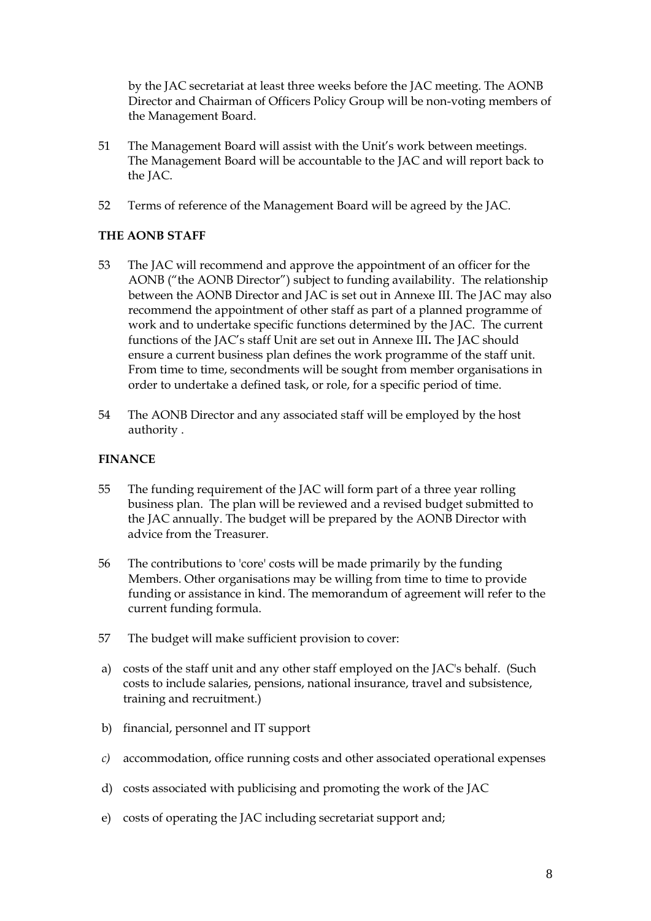by the JAC secretariat at least three weeks before the JAC meeting. The AONB Director and Chairman of Officers Policy Group will be non-voting members of the Management Board.

51 The Management Board will assist with the Unit's work between meetings. The Management Board will be accountable to the JAC and will report back to the JAC.

52 Terms of reference of the Management Board will be agreed by the JAC.

**THE AONB STAFF**

53 The JAC will recommend and approve the appointment of an officer for the AONB ("the AONB Director") subject to funding availability. The relationship between the AONB Director and JAC is set out in Annexe III. The JAC may also recommend the appointment of other staff as part of a planned programme of work and to undertake specific functions determined by the JAC. The current functions of the JAC's staff Unit are set out in Annexe III**.** The JAC should ensure a current business plan defines the work programme of the staff unit. From time to time, secondments will be sought from member organisations in order to undertake a defined task, or role, for a specific period of time.

54 The AONB Director and any associated staff will be employed by the host authority .

**FINANCE**

55 The funding requirement of the JAC will form part of a three year rolling business plan. The plan will be reviewed and a revised budget submitted to the JAC annually. The budget will be prepared by the AONB Director with advice from the Treasurer.

56 The contributions to 'core' costs will be made primarily by the funding Members. Other organisations may be willing from time to time to provide funding or assistance in kind. The memorandum of agreement will refer to the current funding formula.

57 The budget will make sufficient provision to cover:

a) costs of the staff unit and any other staff employed on the JAC's behalf. (Such costs to include salaries, pensions, national insurance, travel and subsistence, training and recruitment.)

b) financial, personnel and IT support

*c)* accommodation, office running costs and other associated operational expenses

d) costs associated with publicising and promoting the work of the JAC

e) costs of operating the JAC including secretariat support and;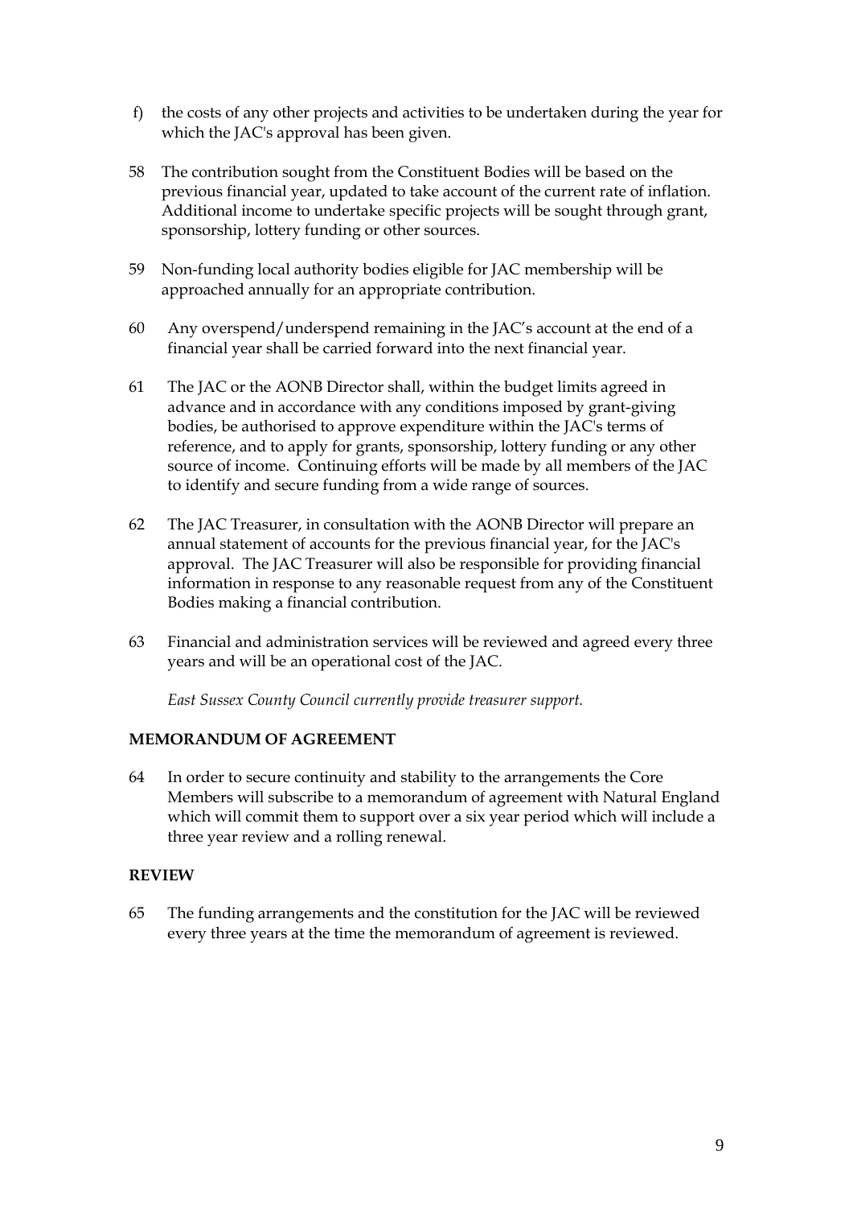f) the costs of any other projects and activities to be undertaken during the year for which the JAC's approval has been given.

58 The contribution sought from the Constituent Bodies will be based on the previous financial year, updated to take account of the current rate of inflation. Additional income to undertake specific projects will be sought through grant, sponsorship, lottery funding or other sources.

59 Non-funding local authority bodies eligible for JAC membership will be approached annually for an appropriate contribution.

60 Any overspend/underspend remaining in the JAC's account at the end of a financial year shall be carried forward into the next financial year.

61 The JAC or the AONB Director shall, within the budget limits agreed in advance and in accordance with any conditions imposed by grant-giving bodies, be authorised to approve expenditure within the JAC's terms of reference, and to apply for grants, sponsorship, lottery funding or any other source of income. Continuing efforts will be made by all members of the JAC to identify and secure funding from a wide range of sources.

62 The JAC Treasurer, in consultation with the AONB Director will prepare an annual statement of accounts for the previous financial year, for the JAC's approval. The JAC Treasurer will also be responsible for providing financial information in response to any reasonable request from any of the Constituent Bodies making a financial contribution.

63 Financial and administration services will be reviewed and agreed every three years and will be an operational cost of the JAC.

*East Sussex County Council currently provide treasurer support.*

**MEMORANDUM OF AGREEMENT**

64 In order to secure continuity and stability to the arrangements the Core Members will subscribe to a memorandum of agreement with Natural England which will commit them to support over a six year period which will include a three year review and a rolling renewal.

**REVIEW**

65 The funding arrangements and the constitution for the JAC will be reviewed every three years at the time the memorandum of agreement is reviewed.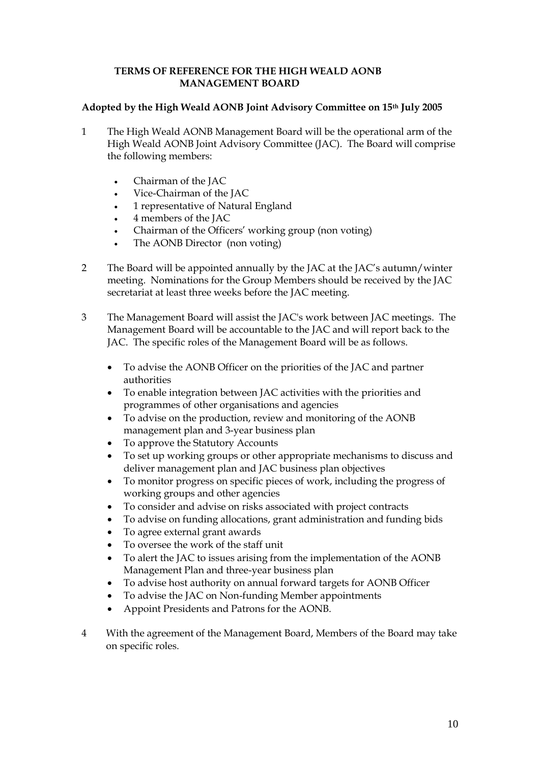# TERMS OF REFERENCE FOR THE HIGH WEALD AONB MANAGEMENT BOARD

**Adopted by the High Weald AONB Joint Advisory Committee on 15th July 2005**

1 The High Weald AONB Management Board will be the operational arm of the High Weald AONB Joint Advisory Committee (JAC). The Board will comprise the following members:

   - Chairman of the JAC
   - Vice-Chairman of the JAC
   - 1 representative of Natural England
   - 4 members of the JAC
   - Chairman of the Officers' working group (non voting)
   - The AONB Director (non voting)

2 The Board will be appointed annually by the JAC at the JAC's autumn/winter meeting. Nominations for the Group Members should be received by the JAC secretariat at least three weeks before the JAC meeting.

3 The Management Board will assist the JAC's work between JAC meetings. The Management Board will be accountable to the JAC and will report back to the JAC. The specific roles of the Management Board will be as follows.

   - To advise the AONB Officer on the priorities of the JAC and partner authorities
   - To enable integration between JAC activities with the priorities and programmes of other organisations and agencies
   - To advise on the production, review and monitoring of the AONB management plan and 3-year business plan
   - To approve the Statutory Accounts
   - To set up working groups or other appropriate mechanisms to discuss and deliver management plan and JAC business plan objectives
   - To monitor progress on specific pieces of work, including the progress of working groups and other agencies
   - To consider and advise on risks associated with project contracts
   - To advise on funding allocations, grant administration and funding bids
   - To agree external grant awards
   - To oversee the work of the staff unit
   - To alert the JAC to issues arising from the implementation of the AONB Management Plan and three-year business plan
   - To advise host authority on annual forward targets for AONB Officer
   - To advise the JAC on Non-funding Member appointments
   - Appoint Presidents and Patrons for the AONB.

4 With the agreement of the Management Board, Members of the Board may take on specific roles.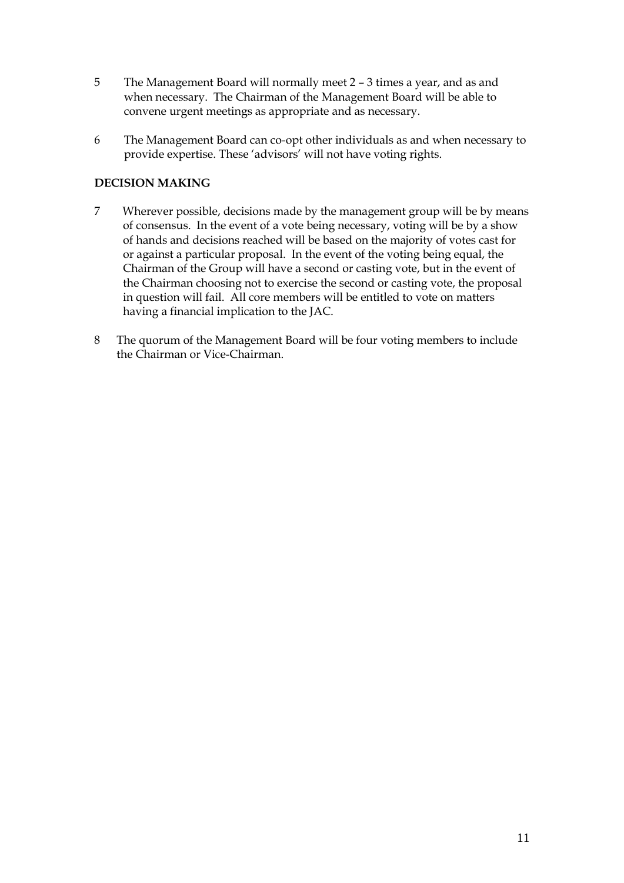5 The Management Board will normally meet 2 – 3 times a year, and as and when necessary. The Chairman of the Management Board will be able to convene urgent meetings as appropriate and as necessary.

6 The Management Board can co-opt other individuals as and when necessary to provide expertise. These 'advisors' will not have voting rights.

**DECISION MAKING**

7 Wherever possible, decisions made by the management group will be by means of consensus. In the event of a vote being necessary, voting will be by a show of hands and decisions reached will be based on the majority of votes cast for or against a particular proposal. In the event of the voting being equal, the Chairman of the Group will have a second or casting vote, but in the event of the Chairman choosing not to exercise the second or casting vote, the proposal in question will fail. All core members will be entitled to vote on matters having a financial implication to the JAC.

8 The quorum of the Management Board will be four voting members to include the Chairman or Vice-Chairman.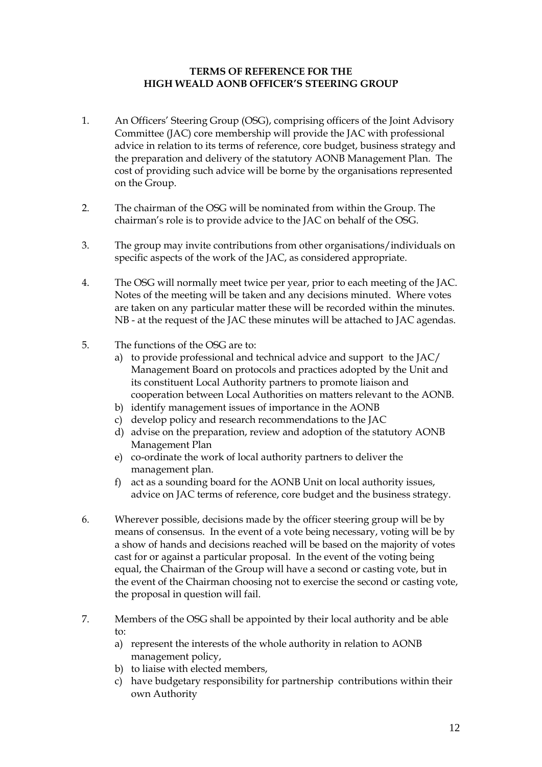**TERMS OF REFERENCE FOR THE HIGH WEALD AONB OFFICER'S STEERING GROUP**

1. An Officers' Steering Group (OSG), comprising officers of the Joint Advisory Committee (JAC) core membership will provide the JAC with professional advice in relation to its terms of reference, core budget, business strategy and the preparation and delivery of the statutory AONB Management Plan. The cost of providing such advice will be borne by the organisations represented on the Group.

2. The chairman of the OSG will be nominated from within the Group. The chairman's role is to provide advice to the JAC on behalf of the OSG.

3. The group may invite contributions from other organisations/individuals on specific aspects of the work of the JAC, as considered appropriate.

4. The OSG will normally meet twice per year, prior to each meeting of the JAC. Notes of the meeting will be taken and any decisions minuted. Where votes are taken on any particular matter these will be recorded within the minutes. NB - at the request of the JAC these minutes will be attached to JAC agendas.

5. The functions of the OSG are to:
   a) to provide professional and technical advice and support to the JAC/ Management Board on protocols and practices adopted by the Unit and its constituent Local Authority partners to promote liaison and cooperation between Local Authorities on matters relevant to the AONB.
   b) identify management issues of importance in the AONB
   c) develop policy and research recommendations to the JAC
   d) advise on the preparation, review and adoption of the statutory AONB Management Plan
   e) co-ordinate the work of local authority partners to deliver the management plan.
   f) act as a sounding board for the AONB Unit on local authority issues, advice on JAC terms of reference, core budget and the business strategy.

6. Wherever possible, decisions made by the officer steering group will be by means of consensus. In the event of a vote being necessary, voting will be by a show of hands and decisions reached will be based on the majority of votes cast for or against a particular proposal. In the event of the voting being equal, the Chairman of the Group will have a second or casting vote, but in the event of the Chairman choosing not to exercise the second or casting vote, the proposal in question will fail.

7. Members of the OSG shall be appointed by their local authority and be able to:
   a) represent the interests of the whole authority in relation to AONB management policy,
   b) to liaise with elected members,
   c) have budgetary responsibility for partnership contributions within their own Authority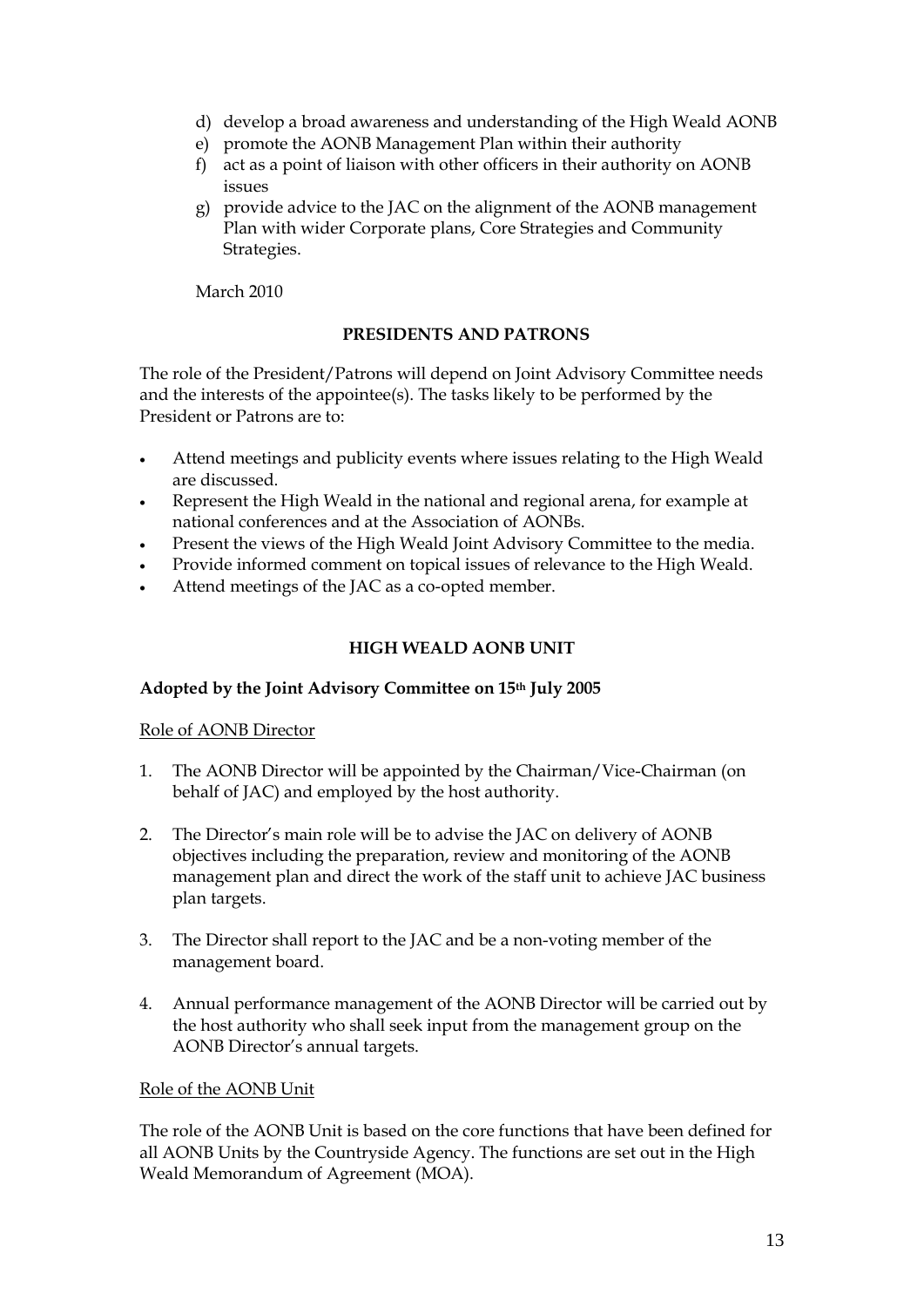d) develop a broad awareness and understanding of the High Weald AONB
e) promote the AONB Management Plan within their authority
f) act as a point of liaison with other officers in their authority on AONB issues
g) provide advice to the JAC on the alignment of the AONB management Plan with wider Corporate plans, Core Strategies and Community Strategies.

March 2010

## PRESIDENTS AND PATRONS

The role of the President/Patrons will depend on Joint Advisory Committee needs and the interests of the appointee(s). The tasks likely to be performed by the President or Patrons are to:

- Attend meetings and publicity events where issues relating to the High Weald are discussed.
- Represent the High Weald in the national and regional arena, for example at national conferences and at the Association of AONBs.
- Present the views of the High Weald Joint Advisory Committee to the media.
- Provide informed comment on topical issues of relevance to the High Weald.
- Attend meetings of the JAC as a co-opted member.

## HIGH WEALD AONB UNIT

**Adopted by the Joint Advisory Committee on 15th July 2005**

Role of AONB Director

1. The AONB Director will be appointed by the Chairman/Vice-Chairman (on behalf of JAC) and employed by the host authority.

2. The Director's main role will be to advise the JAC on delivery of AONB objectives including the preparation, review and monitoring of the AONB management plan and direct the work of the staff unit to achieve JAC business plan targets.

3. The Director shall report to the JAC and be a non-voting member of the management board.

4. Annual performance management of the AONB Director will be carried out by the host authority who shall seek input from the management group on the AONB Director's annual targets.

Role of the AONB Unit

The role of the AONB Unit is based on the core functions that have been defined for all AONB Units by the Countryside Agency. The functions are set out in the High Weald Memorandum of Agreement (MOA).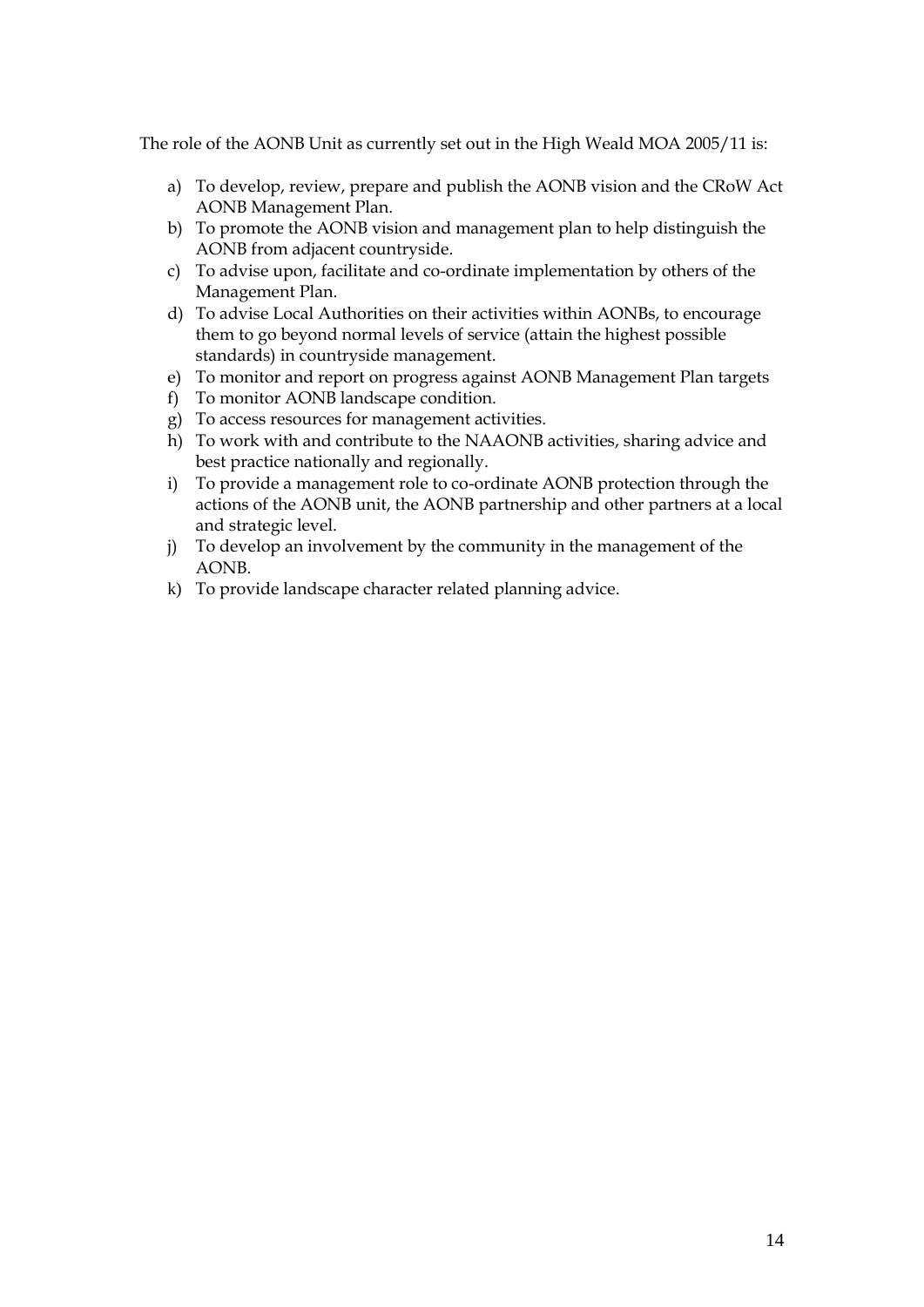The role of the AONB Unit as currently set out in the High Weald MOA 2005/11 is:

a) To develop, review, prepare and publish the AONB vision and the CRoW Act AONB Management Plan.
b) To promote the AONB vision and management plan to help distinguish the AONB from adjacent countryside.
c) To advise upon, facilitate and co-ordinate implementation by others of the Management Plan.
d) To advise Local Authorities on their activities within AONBs, to encourage them to go beyond normal levels of service (attain the highest possible standards) in countryside management.
e) To monitor and report on progress against AONB Management Plan targets
f) To monitor AONB landscape condition.
g) To access resources for management activities.
h) To work with and contribute to the NAAONB activities, sharing advice and best practice nationally and regionally.
i) To provide a management role to co-ordinate AONB protection through the actions of the AONB unit, the AONB partnership and other partners at a local and strategic level.
j) To develop an involvement by the community in the management of the AONB.
k) To provide landscape character related planning advice.